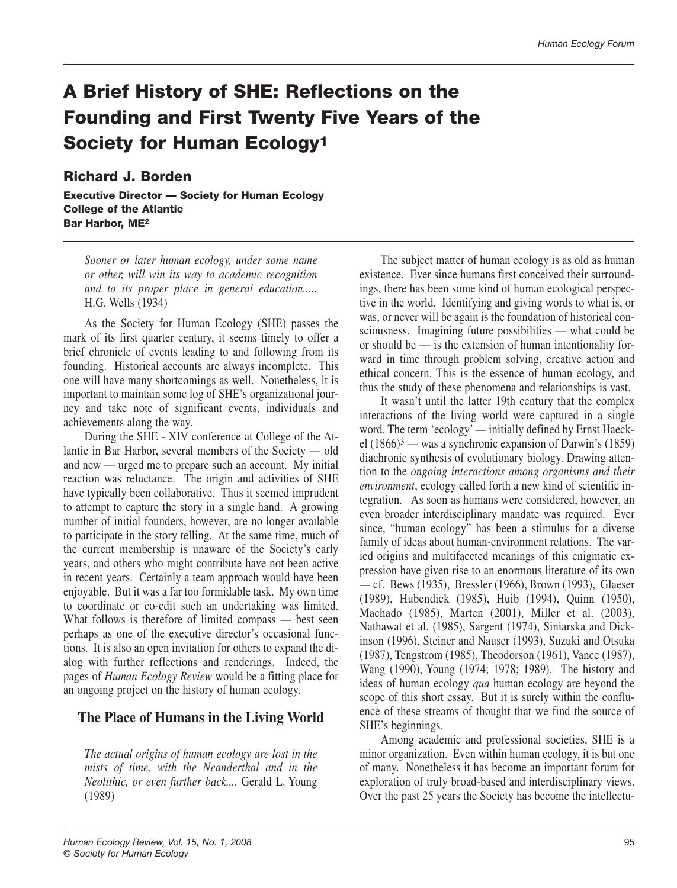# A Brief History of SHE: Reflections on the Founding and First Twenty Five Years of the Society for Human Ecology[1]

**Richard J. Borden**

**Executive Director — Society for Human Ecology**
**College of the Atlantic**
**Bar Harbor, ME[2]**

> *Sooner or later human ecology, under some name or other, will win its way to academic recognition and to its proper place in general education.....* H.G. Wells (1934)

As the Society for Human Ecology (SHE) passes the mark of its first quarter century, it seems timely to offer a brief chronicle of events leading to and following from its founding. Historical accounts are always incomplete. This one will have many shortcomings as well. Nonetheless, it is important to maintain some log of SHE's organizational journey and take note of significant events, individuals and achievements along the way.

During the SHE - XIV conference at College of the Atlantic in Bar Harbor, several members of the Society — old and new — urged me to prepare such an account. My initial reaction was reluctance. The origin and activities of SHE have typically been collaborative. Thus it seemed imprudent to attempt to capture the story in a single hand. A growing number of initial founders, however, are no longer available to participate in the story telling. At the same time, much of the current membership is unaware of the Society's early years, and others who might contribute have not been active in recent years. Certainly a team approach would have been enjoyable. But it was a far too formidable task. My own time to coordinate or co-edit such an undertaking was limited. What follows is therefore of limited compass — best seen perhaps as one of the executive director's occasional functions. It is also an open invitation for others to expand the dialog with further reflections and renderings. Indeed, the pages of *Human Ecology Review* would be a fitting place for an ongoing project on the history of human ecology.

## The Place of Humans in the Living World

> *The actual origins of human ecology are lost in the mists of time, with the Neanderthal and in the Neolithic, or even further back....* Gerald L. Young (1989)

The subject matter of human ecology is as old as human existence. Ever since humans first conceived their surroundings, there has been some kind of human ecological perspective in the world. Identifying and giving words to what is, or was, or never will be again is the foundation of historical consciousness. Imagining future possibilities — what could be or should be — is the extension of human intentionality forward in time through problem solving, creative action and ethical concern. This is the essence of human ecology, and thus the study of these phenomena and relationships is vast.

It wasn't until the latter 19th century that the complex interactions of the living world were captured in a single word. The term 'ecology' — initially defined by Ernst Haeckel (1866)[3] — was a synchronic expansion of Darwin's (1859) diachronic synthesis of evolutionary biology. Drawing attention to the *ongoing interactions among organisms and their environment*, ecology called forth a new kind of scientific integration. As soon as humans were considered, however, an even broader interdisciplinary mandate was required. Ever since, "human ecology" has been a stimulus for a diverse family of ideas about human-environment relations. The varied origins and multifaceted meanings of this enigmatic expression have given rise to an enormous literature of its own — cf. Bews (1935), Bressler (1966), Brown (1993), Glaeser (1989), Hubendick (1985), Huib (1994), Quinn (1950), Machado (1985), Marten (2001), Miller et al. (2003), Nathawat et al. (1985), Sargent (1974), Siniarska and Dickinson (1996), Steiner and Nauser (1993), Suzuki and Otsuka (1987), Tengstrom (1985), Theodorson (1961), Vance (1987), Wang (1990), Young (1974; 1978; 1989). The history and ideas of human ecology *qua* human ecology are beyond the scope of this short essay. But it is surely within the confluence of these streams of thought that we find the source of SHE's beginnings.

Among academic and professional societies, SHE is a minor organization. Even within human ecology, it is but one of many. Nonetheless it has become an important forum for exploration of truly broad-based and interdisciplinary views. Over the past 25 years the Society has become the intellectu-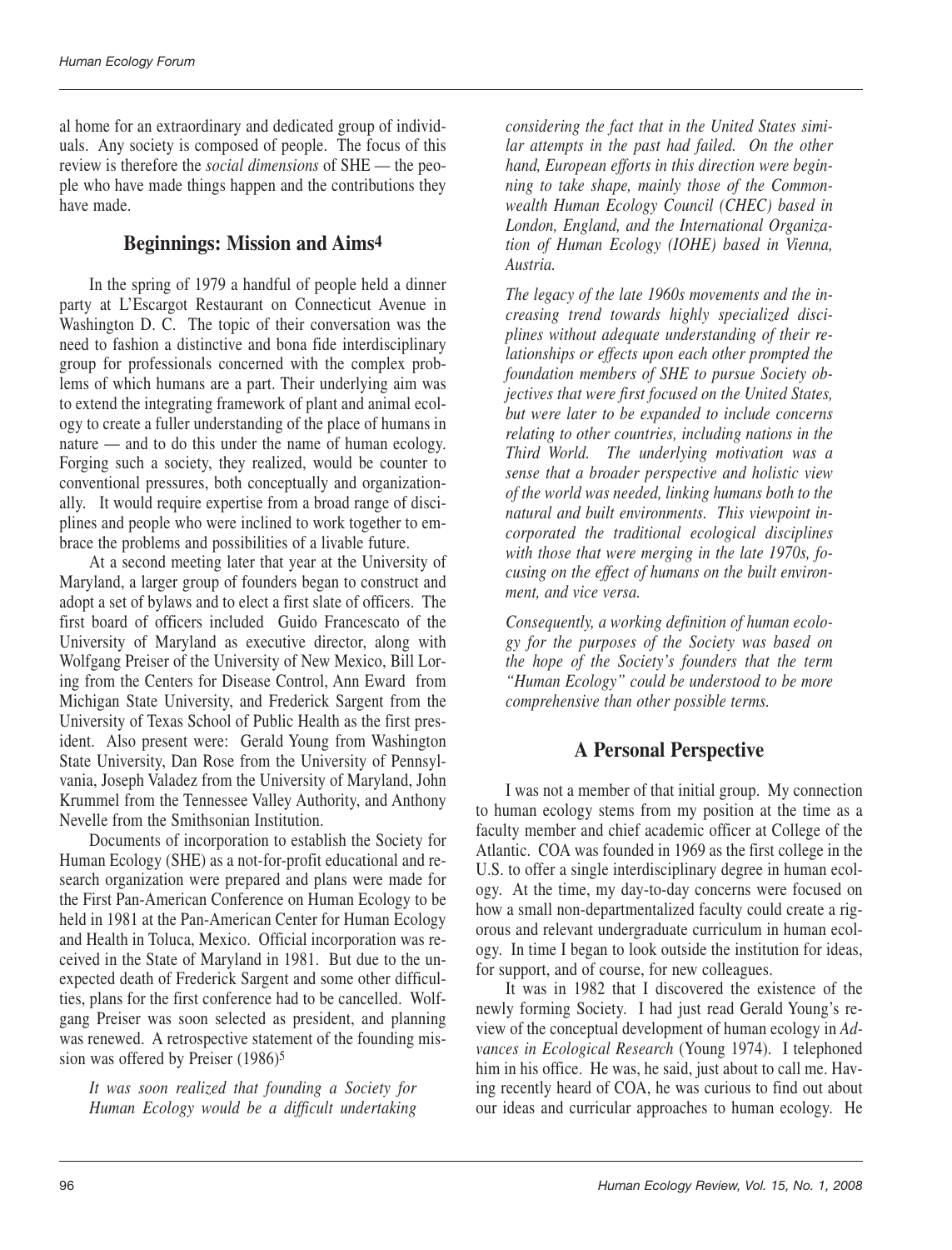al home for an extraordinary and dedicated group of individuals. Any society is composed of people. The focus of this review is therefore the *social dimensions* of SHE — the people who have made things happen and the contributions they have made.

## Beginnings: Mission and Aims[4]

In the spring of 1979 a handful of people held a dinner party at L'Escargot Restaurant on Connecticut Avenue in Washington D. C. The topic of their conversation was the need to fashion a distinctive and bona fide interdisciplinary group for professionals concerned with the complex problems of which humans are a part. Their underlying aim was to extend the integrating framework of plant and animal ecology to create a fuller understanding of the place of humans in nature — and to do this under the name of human ecology. Forging such a society, they realized, would be counter to conventional pressures, both conceptually and organizationally. It would require expertise from a broad range of disciplines and people who were inclined to work together to embrace the problems and possibilities of a livable future.

At a second meeting later that year at the University of Maryland, a larger group of founders began to construct and adopt a set of bylaws and to elect a first slate of officers. The first board of officers included Guido Francescato of the University of Maryland as executive director, along with Wolfgang Preiser of the University of New Mexico, Bill Loring from the Centers for Disease Control, Ann Eward from Michigan State University, and Frederick Sargent from the University of Texas School of Public Health as the first president. Also present were: Gerald Young from Washington State University, Dan Rose from the University of Pennsylvania, Joseph Valadez from the University of Maryland, John Krummel from the Tennessee Valley Authority, and Anthony Nevelle from the Smithsonian Institution.

Documents of incorporation to establish the Society for Human Ecology (SHE) as a not-for-profit educational and research organization were prepared and plans were made for the First Pan-American Conference on Human Ecology to be held in 1981 at the Pan-American Center for Human Ecology and Health in Toluca, Mexico. Official incorporation was received in the State of Maryland in 1981. But due to the unexpected death of Frederick Sargent and some other difficulties, plans for the first conference had to be cancelled. Wolfgang Preiser was soon selected as president, and planning was renewed. A retrospective statement of the founding mission was offered by Preiser (1986)[5]

> *It was soon realized that founding a Society for Human Ecology would be a difficult undertaking considering the fact that in the United States similar attempts in the past had failed. On the other hand, European efforts in this direction were beginning to take shape, mainly those of the Commonwealth Human Ecology Council (CHEC) based in London, England, and the International Organization of Human Ecology (IOHE) based in Vienna, Austria.*
>
> *The legacy of the late 1960s movements and the increasing trend towards highly specialized disciplines without adequate understanding of their relationships or effects upon each other prompted the foundation members of SHE to pursue Society objectives that were first focused on the United States, but were later to be expanded to include concerns relating to other countries, including nations in the Third World. The underlying motivation was a sense that a broader perspective and holistic view of the world was needed, linking humans both to the natural and built environments. This viewpoint incorporated the traditional ecological disciplines with those that were merging in the late 1970s, focusing on the effect of humans on the built environment, and vice versa.*
>
> *Consequently, a working definition of human ecology for the purposes of the Society was based on the hope of the Society's founders that the term "Human Ecology" could be understood to be more comprehensive than other possible terms.*

## A Personal Perspective

I was not a member of that initial group. My connection to human ecology stems from my position at the time as a faculty member and chief academic officer at College of the Atlantic. COA was founded in 1969 as the first college in the U.S. to offer a single interdisciplinary degree in human ecology. At the time, my day-to-day concerns were focused on how a small non-departmentalized faculty could create a rigorous and relevant undergraduate curriculum in human ecology. In time I began to look outside the institution for ideas, for support, and of course, for new colleagues.

It was in 1982 that I discovered the existence of the newly forming Society. I had just read Gerald Young's review of the conceptual development of human ecology in *Advances in Ecological Research* (Young 1974). I telephoned him in his office. He was, he said, just about to call me. Having recently heard of COA, he was curious to find out about our ideas and curricular approaches to human ecology. He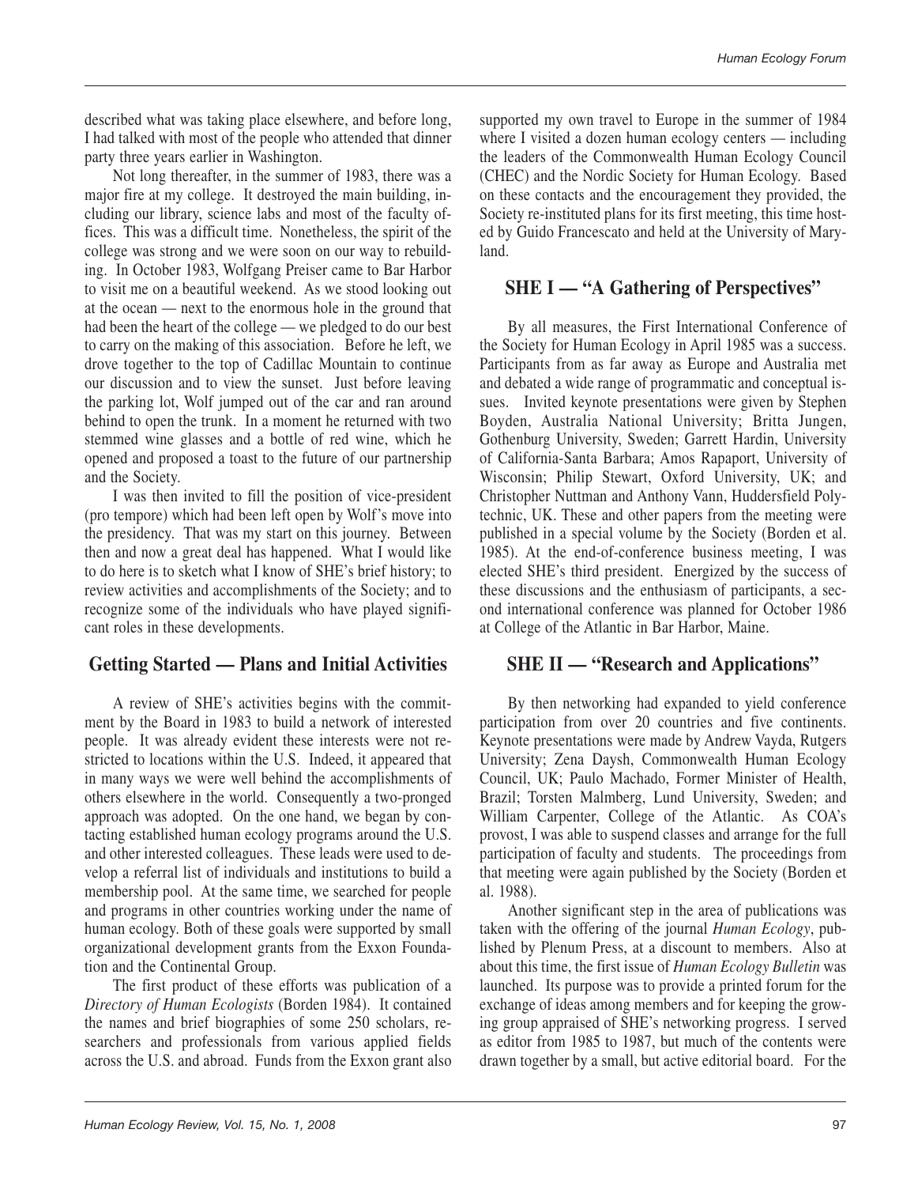described what was taking place elsewhere, and before long, I had talked with most of the people who attended that dinner party three years earlier in Washington.

Not long thereafter, in the summer of 1983, there was a major fire at my college. It destroyed the main building, including our library, science labs and most of the faculty offices. This was a difficult time. Nonetheless, the spirit of the college was strong and we were soon on our way to rebuilding. In October 1983, Wolfgang Preiser came to Bar Harbor to visit me on a beautiful weekend. As we stood looking out at the ocean — next to the enormous hole in the ground that had been the heart of the college — we pledged to do our best to carry on the making of this association. Before he left, we drove together to the top of Cadillac Mountain to continue our discussion and to view the sunset. Just before leaving the parking lot, Wolf jumped out of the car and ran around behind to open the trunk. In a moment he returned with two stemmed wine glasses and a bottle of red wine, which he opened and proposed a toast to the future of our partnership and the Society.

I was then invited to fill the position of vice-president (pro tempore) which had been left open by Wolf's move into the presidency. That was my start on this journey. Between then and now a great deal has happened. What I would like to do here is to sketch what I know of SHE's brief history; to review activities and accomplishments of the Society; and to recognize some of the individuals who have played significant roles in these developments.

## Getting Started — Plans and Initial Activities

A review of SHE's activities begins with the commitment by the Board in 1983 to build a network of interested people. It was already evident these interests were not restricted to locations within the U.S. Indeed, it appeared that in many ways we were well behind the accomplishments of others elsewhere in the world. Consequently a two-pronged approach was adopted. On the one hand, we began by contacting established human ecology programs around the U.S. and other interested colleagues. These leads were used to develop a referral list of individuals and institutions to build a membership pool. At the same time, we searched for people and programs in other countries working under the name of human ecology. Both of these goals were supported by small organizational development grants from the Exxon Foundation and the Continental Group.

The first product of these efforts was publication of a *Directory of Human Ecologists* (Borden 1984). It contained the names and brief biographies of some 250 scholars, researchers and professionals from various applied fields across the U.S. and abroad. Funds from the Exxon grant also supported my own travel to Europe in the summer of 1984 where I visited a dozen human ecology centers — including the leaders of the Commonwealth Human Ecology Council (CHEC) and the Nordic Society for Human Ecology. Based on these contacts and the encouragement they provided, the Society re-instituted plans for its first meeting, this time hosted by Guido Francescato and held at the University of Maryland.

## SHE I — "A Gathering of Perspectives"

By all measures, the First International Conference of the Society for Human Ecology in April 1985 was a success. Participants from as far away as Europe and Australia met and debated a wide range of programmatic and conceptual issues. Invited keynote presentations were given by Stephen Boyden, Australia National University; Britta Jungen, Gothenburg University, Sweden; Garrett Hardin, University of California-Santa Barbara; Amos Rapaport, University of Wisconsin; Philip Stewart, Oxford University, UK; and Christopher Nuttman and Anthony Vann, Huddersfield Polytechnic, UK. These and other papers from the meeting were published in a special volume by the Society (Borden et al. 1985). At the end-of-conference business meeting, I was elected SHE's third president. Energized by the success of these discussions and the enthusiasm of participants, a second international conference was planned for October 1986 at College of the Atlantic in Bar Harbor, Maine.

## SHE II — "Research and Applications"

By then networking had expanded to yield conference participation from over 20 countries and five continents. Keynote presentations were made by Andrew Vayda, Rutgers University; Zena Daysh, Commonwealth Human Ecology Council, UK; Paulo Machado, Former Minister of Health, Brazil; Torsten Malmberg, Lund University, Sweden; and William Carpenter, College of the Atlantic. As COA's provost, I was able to suspend classes and arrange for the full participation of faculty and students. The proceedings from that meeting were again published by the Society (Borden et al. 1988).

Another significant step in the area of publications was taken with the offering of the journal *Human Ecology*, published by Plenum Press, at a discount to members. Also at about this time, the first issue of *Human Ecology Bulletin* was launched. Its purpose was to provide a printed forum for the exchange of ideas among members and for keeping the growing group appraised of SHE's networking progress. I served as editor from 1985 to 1987, but much of the contents were drawn together by a small, but active editorial board. For the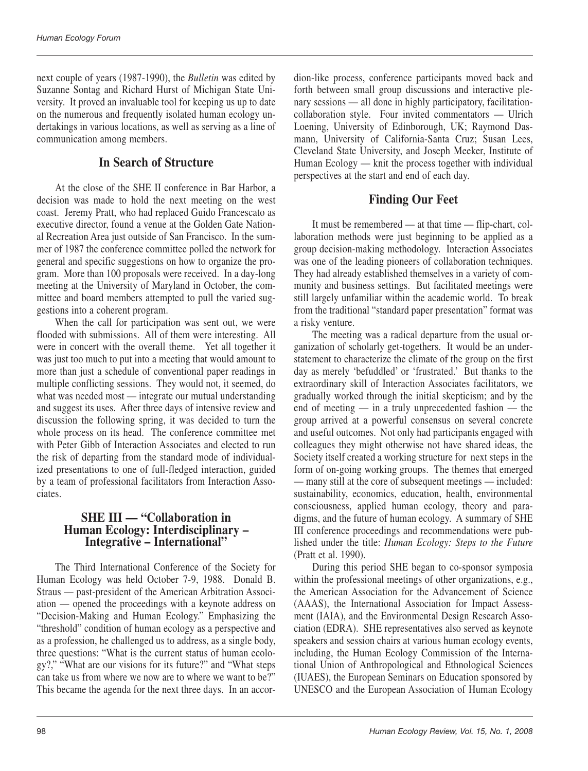next couple of years (1987-1990), the *Bulletin* was edited by Suzanne Sontag and Richard Hurst of Michigan State University. It proved an invaluable tool for keeping us up to date on the numerous and frequently isolated human ecology undertakings in various locations, as well as serving as a line of communication among members.

## In Search of Structure

At the close of the SHE II conference in Bar Harbor, a decision was made to hold the next meeting on the west coast. Jeremy Pratt, who had replaced Guido Francescato as executive director, found a venue at the Golden Gate National Recreation Area just outside of San Francisco. In the summer of 1987 the conference committee polled the network for general and specific suggestions on how to organize the program. More than 100 proposals were received. In a day-long meeting at the University of Maryland in October, the committee and board members attempted to pull the varied suggestions into a coherent program.

When the call for participation was sent out, we were flooded with submissions. All of them were interesting. All were in concert with the overall theme. Yet all together it was just too much to put into a meeting that would amount to more than just a schedule of conventional paper readings in multiple conflicting sessions. They would not, it seemed, do what was needed most — integrate our mutual understanding and suggest its uses. After three days of intensive review and discussion the following spring, it was decided to turn the whole process on its head. The conference committee met with Peter Gibb of Interaction Associates and elected to run the risk of departing from the standard mode of individualized presentations to one of full-fledged interaction, guided by a team of professional facilitators from Interaction Associates.

## SHE III — "Collaboration in Human Ecology: Interdisciplinary – Integrative – International"

The Third International Conference of the Society for Human Ecology was held October 7-9, 1988. Donald B. Straus — past-president of the American Arbitration Association — opened the proceedings with a keynote address on "Decision-Making and Human Ecology." Emphasizing the "threshold" condition of human ecology as a perspective and as a profession, he challenged us to address, as a single body, three questions: "What is the current status of human ecology?," "What are our visions for its future?" and "What steps can take us from where we now are to where we want to be?" This became the agenda for the next three days. In an accordion-like process, conference participants moved back and forth between small group discussions and interactive plenary sessions — all done in highly participatory, facilitation-collaboration style. Four invited commentators — Ulrich Loening, University of Edinborough, UK; Raymond Dasmann, University of California-Santa Cruz; Susan Lees, Cleveland State University, and Joseph Meeker, Institute of Human Ecology — knit the process together with individual perspectives at the start and end of each day.

## Finding Our Feet

It must be remembered — at that time — flip-chart, collaboration methods were just beginning to be applied as a group decision-making methodology. Interaction Associates was one of the leading pioneers of collaboration techniques. They had already established themselves in a variety of community and business settings. But facilitated meetings were still largely unfamiliar within the academic world. To break from the traditional "standard paper presentation" format was a risky venture.

The meeting was a radical departure from the usual organization of scholarly get-togethers. It would be an understatement to characterize the climate of the group on the first day as merely 'befuddled' or 'frustrated.' But thanks to the extraordinary skill of Interaction Associates facilitators, we gradually worked through the initial skepticism; and by the end of meeting — in a truly unprecedented fashion — the group arrived at a powerful consensus on several concrete and useful outcomes. Not only had participants engaged with colleagues they might otherwise not have shared ideas, the Society itself created a working structure for next steps in the form of on-going working groups. The themes that emerged — many still at the core of subsequent meetings — included: sustainability, economics, education, health, environmental consciousness, applied human ecology, theory and paradigms, and the future of human ecology. A summary of SHE III conference proceedings and recommendations were published under the title: *Human Ecology: Steps to the Future* (Pratt et al. 1990).

During this period SHE began to co-sponsor symposia within the professional meetings of other organizations, e.g., the American Association for the Advancement of Science (AAAS), the International Association for Impact Assessment (IAIA), and the Environmental Design Research Association (EDRA). SHE representatives also served as keynote speakers and session chairs at various human ecology events, including, the Human Ecology Commission of the International Union of Anthropological and Ethnological Sciences (IUAES), the European Seminars on Education sponsored by UNESCO and the European Association of Human Ecology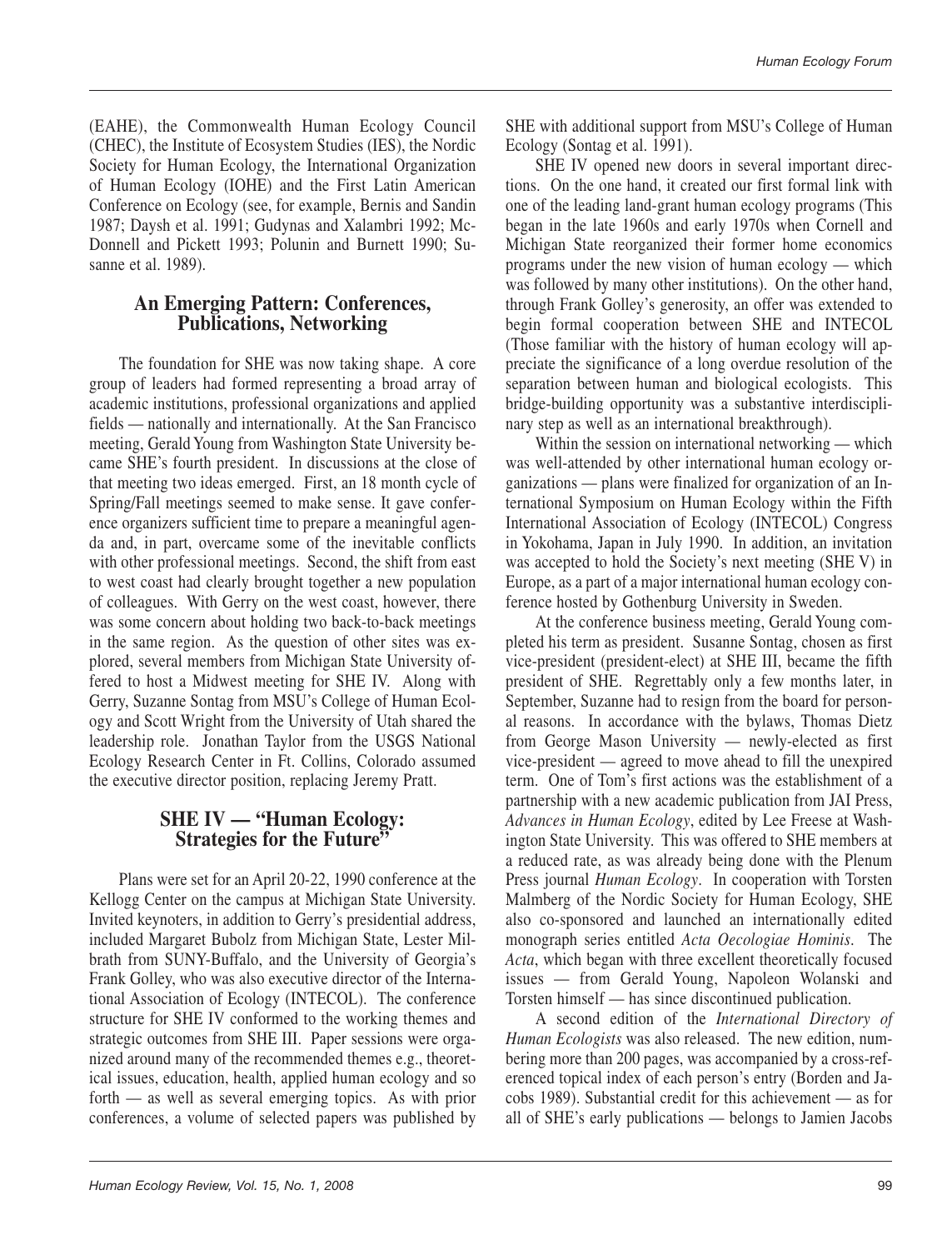(EAHE), the Commonwealth Human Ecology Council (CHEC), the Institute of Ecosystem Studies (IES), the Nordic Society for Human Ecology, the International Organization of Human Ecology (IOHE) and the First Latin American Conference on Ecology (see, for example, Bernis and Sandin 1987; Daysh et al. 1991; Gudynas and Xalambri 1992; McDonnell and Pickett 1993; Polunin and Burnett 1990; Susanne et al. 1989).

## An Emerging Pattern: Conferences, Publications, Networking

The foundation for SHE was now taking shape. A core group of leaders had formed representing a broad array of academic institutions, professional organizations and applied fields — nationally and internationally. At the San Francisco meeting, Gerald Young from Washington State University became SHE's fourth president. In discussions at the close of that meeting two ideas emerged. First, an 18 month cycle of Spring/Fall meetings seemed to make sense. It gave conference organizers sufficient time to prepare a meaningful agenda and, in part, overcame some of the inevitable conflicts with other professional meetings. Second, the shift from east to west coast had clearly brought together a new population of colleagues. With Gerry on the west coast, however, there was some concern about holding two back-to-back meetings in the same region. As the question of other sites was explored, several members from Michigan State University offered to host a Midwest meeting for SHE IV. Along with Gerry, Suzanne Sontag from MSU's College of Human Ecology and Scott Wright from the University of Utah shared the leadership role. Jonathan Taylor from the USGS National Ecology Research Center in Ft. Collins, Colorado assumed the executive director position, replacing Jeremy Pratt.

## SHE IV — "Human Ecology: Strategies for the Future"

Plans were set for an April 20-22, 1990 conference at the Kellogg Center on the campus at Michigan State University. Invited keynoters, in addition to Gerry's presidential address, included Margaret Bubolz from Michigan State, Lester Milbrath from SUNY-Buffalo, and the University of Georgia's Frank Golley, who was also executive director of the International Association of Ecology (INTECOL). The conference structure for SHE IV conformed to the working themes and strategic outcomes from SHE III. Paper sessions were organized around many of the recommended themes e.g., theoretical issues, education, health, applied human ecology and so forth — as well as several emerging topics. As with prior conferences, a volume of selected papers was published by SHE with additional support from MSU's College of Human Ecology (Sontag et al. 1991).

SHE IV opened new doors in several important directions. On the one hand, it created our first formal link with one of the leading land-grant human ecology programs (This began in the late 1960s and early 1970s when Cornell and Michigan State reorganized their former home economics programs under the new vision of human ecology — which was followed by many other institutions). On the other hand, through Frank Golley's generosity, an offer was extended to begin formal cooperation between SHE and INTECOL (Those familiar with the history of human ecology will appreciate the significance of a long overdue resolution of the separation between human and biological ecologists. This bridge-building opportunity was a substantive interdisciplinary step as well as an international breakthrough).

Within the session on international networking — which was well-attended by other international human ecology organizations — plans were finalized for organization of an International Symposium on Human Ecology within the Fifth International Association of Ecology (INTECOL) Congress in Yokohama, Japan in July 1990. In addition, an invitation was accepted to hold the Society's next meeting (SHE V) in Europe, as a part of a major international human ecology conference hosted by Gothenburg University in Sweden.

At the conference business meeting, Gerald Young completed his term as president. Susanne Sontag, chosen as first vice-president (president-elect) at SHE III, became the fifth president of SHE. Regrettably only a few months later, in September, Suzanne had to resign from the board for personal reasons. In accordance with the bylaws, Thomas Dietz from George Mason University — newly-elected as first vice-president — agreed to move ahead to fill the unexpired term. One of Tom's first actions was the establishment of a partnership with a new academic publication from JAI Press, *Advances in Human Ecology*, edited by Lee Freese at Washington State University. This was offered to SHE members at a reduced rate, as was already being done with the Plenum Press journal *Human Ecology*. In cooperation with Torsten Malmberg of the Nordic Society for Human Ecology, SHE also co-sponsored and launched an internationally edited monograph series entitled *Acta Oecologiae Hominis*. The *Acta*, which began with three excellent theoretically focused issues — from Gerald Young, Napoleon Wolanski and Torsten himself — has since discontinued publication.

A second edition of the *International Directory of Human Ecologists* was also released. The new edition, numbering more than 200 pages, was accompanied by a cross-referenced topical index of each person's entry (Borden and Jacobs 1989). Substantial credit for this achievement — as for all of SHE's early publications — belongs to Jamien Jacobs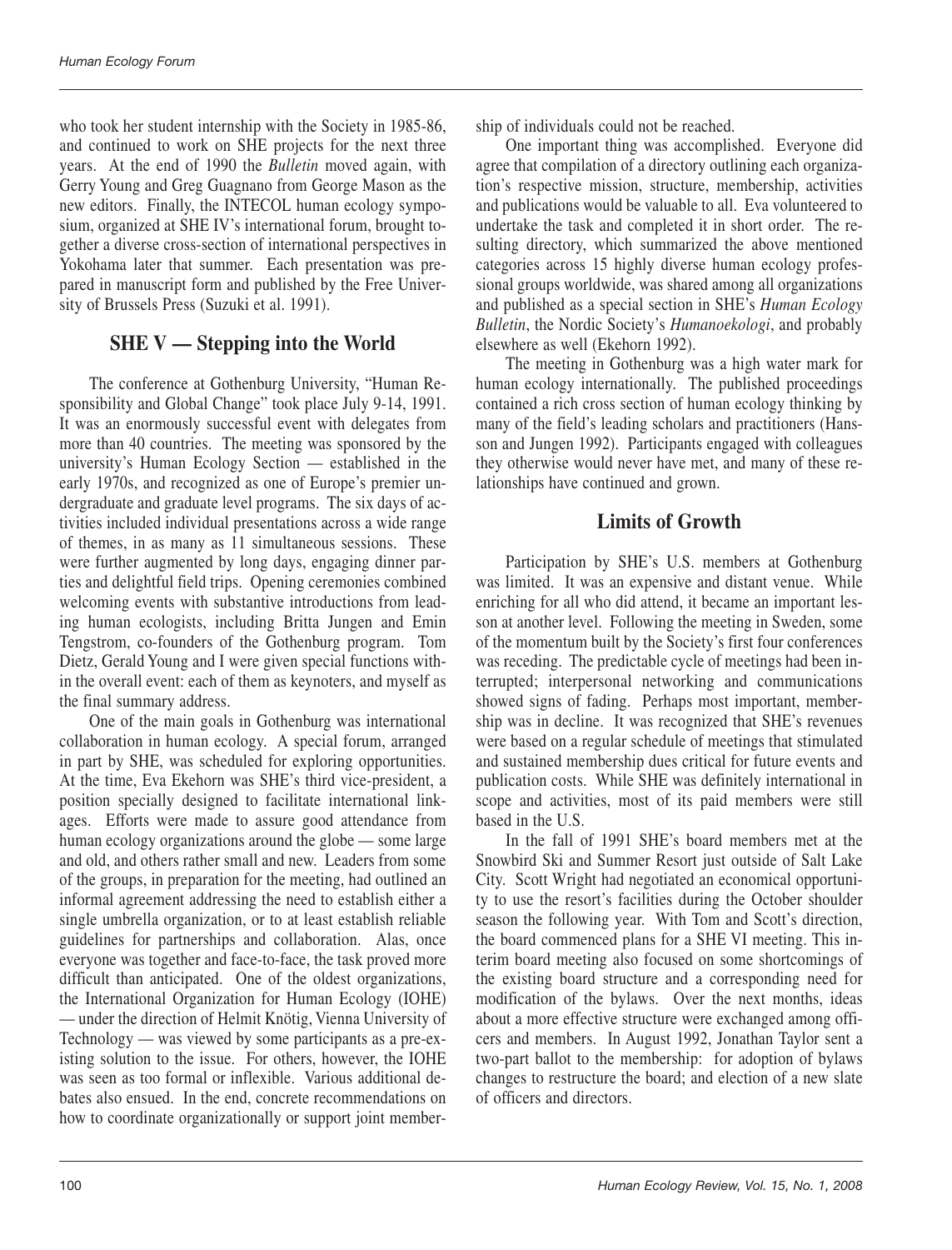who took her student internship with the Society in 1985-86, and continued to work on SHE projects for the next three years. At the end of 1990 the *Bulletin* moved again, with Gerry Young and Greg Guagnano from George Mason as the new editors. Finally, the INTECOL human ecology symposium, organized at SHE IV's international forum, brought together a diverse cross-section of international perspectives in Yokohama later that summer. Each presentation was prepared in manuscript form and published by the Free University of Brussels Press (Suzuki et al. 1991).

## SHE V — Stepping into the World

The conference at Gothenburg University, "Human Responsibility and Global Change" took place July 9-14, 1991. It was an enormously successful event with delegates from more than 40 countries. The meeting was sponsored by the university's Human Ecology Section — established in the early 1970s, and recognized as one of Europe's premier undergraduate and graduate level programs. The six days of activities included individual presentations across a wide range of themes, in as many as 11 simultaneous sessions. These were further augmented by long days, engaging dinner parties and delightful field trips. Opening ceremonies combined welcoming events with substantive introductions from leading human ecologists, including Britta Jungen and Emin Tengstrom, co-founders of the Gothenburg program. Tom Dietz, Gerald Young and I were given special functions within the overall event: each of them as keynoters, and myself as the final summary address.

One of the main goals in Gothenburg was international collaboration in human ecology. A special forum, arranged in part by SHE, was scheduled for exploring opportunities. At the time, Eva Ekehorn was SHE's third vice-president, a position specially designed to facilitate international linkages. Efforts were made to assure good attendance from human ecology organizations around the globe — some large and old, and others rather small and new. Leaders from some of the groups, in preparation for the meeting, had outlined an informal agreement addressing the need to establish either a single umbrella organization, or to at least establish reliable guidelines for partnerships and collaboration. Alas, once everyone was together and face-to-face, the task proved more difficult than anticipated. One of the oldest organizations, the International Organization for Human Ecology (IOHE) — under the direction of Helmit Knötig, Vienna University of Technology — was viewed by some participants as a pre-existing solution to the issue. For others, however, the IOHE was seen as too formal or inflexible. Various additional debates also ensued. In the end, concrete recommendations on how to coordinate organizationally or support joint membership of individuals could not be reached.

One important thing was accomplished. Everyone did agree that compilation of a directory outlining each organization's respective mission, structure, membership, activities and publications would be valuable to all. Eva volunteered to undertake the task and completed it in short order. The resulting directory, which summarized the above mentioned categories across 15 highly diverse human ecology professional groups worldwide, was shared among all organizations and published as a special section in SHE's *Human Ecology Bulletin*, the Nordic Society's *Humanoekologi*, and probably elsewhere as well (Ekehorn 1992).

The meeting in Gothenburg was a high water mark for human ecology internationally. The published proceedings contained a rich cross section of human ecology thinking by many of the field's leading scholars and practitioners (Hansson and Jungen 1992). Participants engaged with colleagues they otherwise would never have met, and many of these relationships have continued and grown.

## Limits of Growth

Participation by SHE's U.S. members at Gothenburg was limited. It was an expensive and distant venue. While enriching for all who did attend, it became an important lesson at another level. Following the meeting in Sweden, some of the momentum built by the Society's first four conferences was receding. The predictable cycle of meetings had been interrupted; interpersonal networking and communications showed signs of fading. Perhaps most important, membership was in decline. It was recognized that SHE's revenues were based on a regular schedule of meetings that stimulated and sustained membership dues critical for future events and publication costs. While SHE was definitely international in scope and activities, most of its paid members were still based in the U.S.

In the fall of 1991 SHE's board members met at the Snowbird Ski and Summer Resort just outside of Salt Lake City. Scott Wright had negotiated an economical opportunity to use the resort's facilities during the October shoulder season the following year. With Tom and Scott's direction, the board commenced plans for a SHE VI meeting. This interim board meeting also focused on some shortcomings of the existing board structure and a corresponding need for modification of the bylaws. Over the next months, ideas about a more effective structure were exchanged among officers and members. In August 1992, Jonathan Taylor sent a two-part ballot to the membership: for adoption of bylaws changes to restructure the board; and election of a new slate of officers and directors.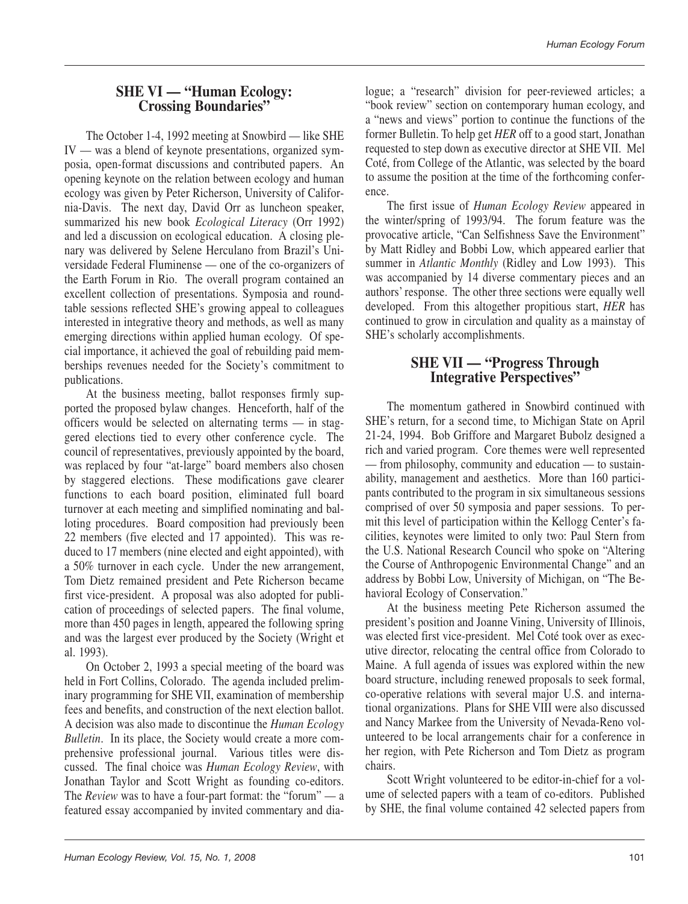## SHE VI — "Human Ecology: Crossing Boundaries"

The October 1-4, 1992 meeting at Snowbird — like SHE IV — was a blend of keynote presentations, organized symposia, open-format discussions and contributed papers. An opening keynote on the relation between ecology and human ecology was given by Peter Richerson, University of California-Davis. The next day, David Orr as luncheon speaker, summarized his new book *Ecological Literacy* (Orr 1992) and led a discussion on ecological education. A closing plenary was delivered by Selene Herculano from Brazil's Universidade Federal Fluminense — one of the co-organizers of the Earth Forum in Rio. The overall program contained an excellent collection of presentations. Symposia and roundtable sessions reflected SHE's growing appeal to colleagues interested in integrative theory and methods, as well as many emerging directions within applied human ecology. Of special importance, it achieved the goal of rebuilding paid memberships revenues needed for the Society's commitment to publications.

At the business meeting, ballot responses firmly supported the proposed bylaw changes. Henceforth, half of the officers would be selected on alternating terms — in staggered elections tied to every other conference cycle. The council of representatives, previously appointed by the board, was replaced by four "at-large" board members also chosen by staggered elections. These modifications gave clearer functions to each board position, eliminated full board turnover at each meeting and simplified nominating and balloting procedures. Board composition had previously been 22 members (five elected and 17 appointed). This was reduced to 17 members (nine elected and eight appointed), with a 50% turnover in each cycle. Under the new arrangement, Tom Dietz remained president and Pete Richerson became first vice-president. A proposal was also adopted for publication of proceedings of selected papers. The final volume, more than 450 pages in length, appeared the following spring and was the largest ever produced by the Society (Wright et al. 1993).

On October 2, 1993 a special meeting of the board was held in Fort Collins, Colorado. The agenda included preliminary programming for SHE VII, examination of membership fees and benefits, and construction of the next election ballot. A decision was also made to discontinue the *Human Ecology Bulletin*. In its place, the Society would create a more comprehensive professional journal. Various titles were discussed. The final choice was *Human Ecology Review*, with Jonathan Taylor and Scott Wright as founding co-editors. The *Review* was to have a four-part format: the "forum" — a featured essay accompanied by invited commentary and dialogue; a "research" division for peer-reviewed articles; a "book review" section on contemporary human ecology, and a "news and views" portion to continue the functions of the former Bulletin. To help get *HER* off to a good start, Jonathan requested to step down as executive director at SHE VII. Mel Coté, from College of the Atlantic, was selected by the board to assume the position at the time of the forthcoming conference.

The first issue of *Human Ecology Review* appeared in the winter/spring of 1993/94. The forum feature was the provocative article, "Can Selfishness Save the Environment" by Matt Ridley and Bobbi Low, which appeared earlier that summer in *Atlantic Monthly* (Ridley and Low 1993). This was accompanied by 14 diverse commentary pieces and an authors' response. The other three sections were equally well developed. From this altogether propitious start, *HER* has continued to grow in circulation and quality as a mainstay of SHE's scholarly accomplishments.

## SHE VII — "Progress Through Integrative Perspectives"

The momentum gathered in Snowbird continued with SHE's return, for a second time, to Michigan State on April 21-24, 1994. Bob Griffore and Margaret Bubolz designed a rich and varied program. Core themes were well represented — from philosophy, community and education — to sustainability, management and aesthetics. More than 160 participants contributed to the program in six simultaneous sessions comprised of over 50 symposia and paper sessions. To permit this level of participation within the Kellogg Center's facilities, keynotes were limited to only two: Paul Stern from the U.S. National Research Council who spoke on "Altering the Course of Anthropogenic Environmental Change" and an address by Bobbi Low, University of Michigan, on "The Behavioral Ecology of Conservation."

At the business meeting Pete Richerson assumed the president's position and Joanne Vining, University of Illinois, was elected first vice-president. Mel Coté took over as executive director, relocating the central office from Colorado to Maine. A full agenda of issues was explored within the new board structure, including renewed proposals to seek formal, co-operative relations with several major U.S. and international organizations. Plans for SHE VIII were also discussed and Nancy Markee from the University of Nevada-Reno volunteered to be local arrangements chair for a conference in her region, with Pete Richerson and Tom Dietz as program chairs.

Scott Wright volunteered to be editor-in-chief for a volume of selected papers with a team of co-editors. Published by SHE, the final volume contained 42 selected papers from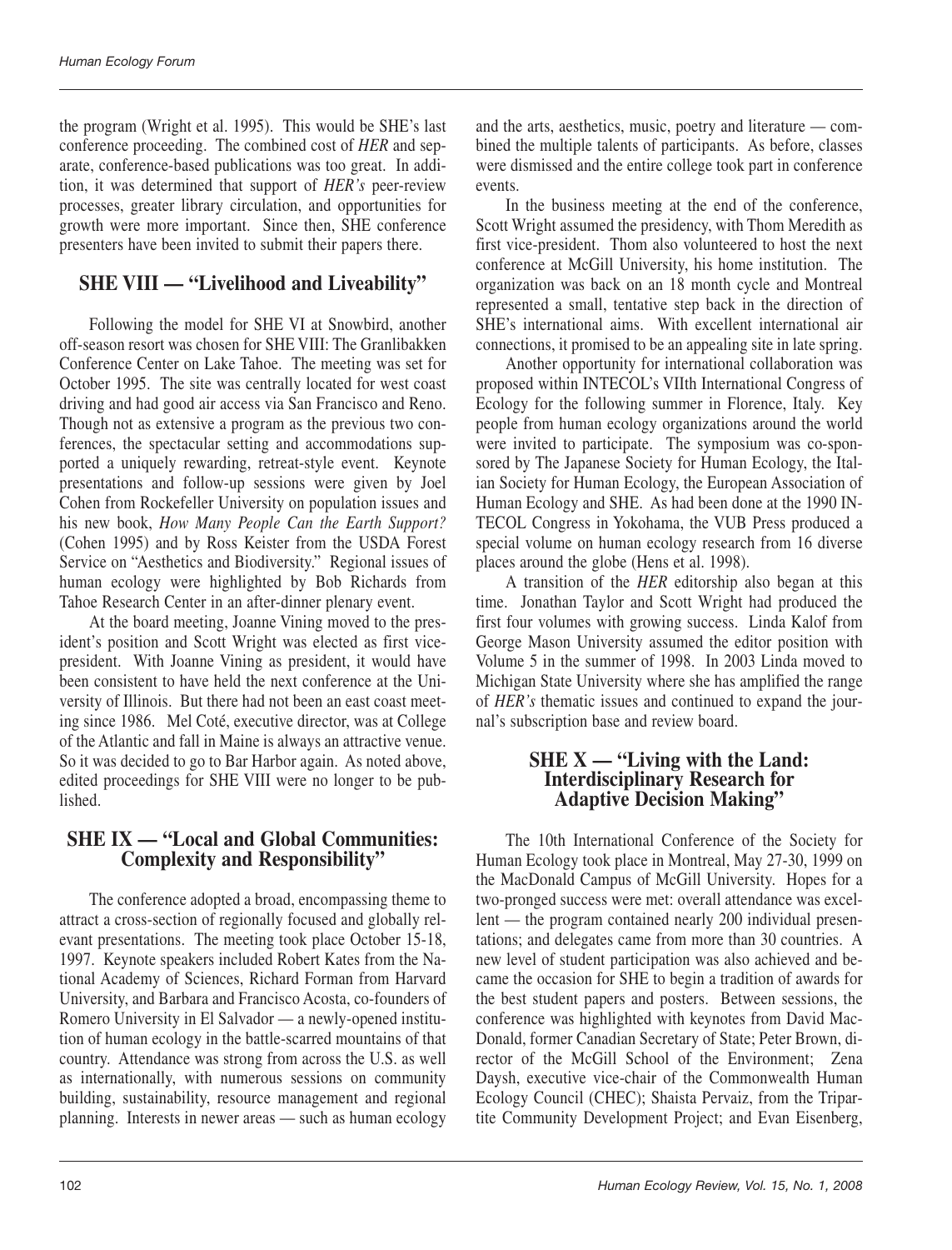the program (Wright et al. 1995). This would be SHE's last conference proceeding. The combined cost of *HER* and separate, conference-based publications was too great. In addition, it was determined that support of *HER's* peer-review processes, greater library circulation, and opportunities for growth were more important. Since then, SHE conference presenters have been invited to submit their papers there.

## SHE VIII — "Livelihood and Liveability"

Following the model for SHE VI at Snowbird, another off-season resort was chosen for SHE VIII: The Granlibakken Conference Center on Lake Tahoe. The meeting was set for October 1995. The site was centrally located for west coast driving and had good air access via San Francisco and Reno. Though not as extensive a program as the previous two conferences, the spectacular setting and accommodations supported a uniquely rewarding, retreat-style event. Keynote presentations and follow-up sessions were given by Joel Cohen from Rockefeller University on population issues and his new book, *How Many People Can the Earth Support?* (Cohen 1995) and by Ross Keister from the USDA Forest Service on "Aesthetics and Biodiversity." Regional issues of human ecology were highlighted by Bob Richards from Tahoe Research Center in an after-dinner plenary event.

At the board meeting, Joanne Vining moved to the president's position and Scott Wright was elected as first vice-president. With Joanne Vining as president, it would have been consistent to have held the next conference at the University of Illinois. But there had not been an east coast meeting since 1986. Mel Coté, executive director, was at College of the Atlantic and fall in Maine is always an attractive venue. So it was decided to go to Bar Harbor again. As noted above, edited proceedings for SHE VIII were no longer to be published.

## SHE IX — "Local and Global Communities: Complexity and Responsibility"

The conference adopted a broad, encompassing theme to attract a cross-section of regionally focused and globally relevant presentations. The meeting took place October 15-18, 1997. Keynote speakers included Robert Kates from the National Academy of Sciences, Richard Forman from Harvard University, and Barbara and Francisco Acosta, co-founders of Romero University in El Salvador — a newly-opened institution of human ecology in the battle-scarred mountains of that country. Attendance was strong from across the U.S. as well as internationally, with numerous sessions on community building, sustainability, resource management and regional planning. Interests in newer areas — such as human ecology and the arts, aesthetics, music, poetry and literature — combined the multiple talents of participants. As before, classes were dismissed and the entire college took part in conference events.

In the business meeting at the end of the conference, Scott Wright assumed the presidency, with Thom Meredith as first vice-president. Thom also volunteered to host the next conference at McGill University, his home institution. The organization was back on an 18 month cycle and Montreal represented a small, tentative step back in the direction of SHE's international aims. With excellent international air connections, it promised to be an appealing site in late spring.

Another opportunity for international collaboration was proposed within INTECOL's VIIth International Congress of Ecology for the following summer in Florence, Italy. Key people from human ecology organizations around the world were invited to participate. The symposium was co-sponsored by The Japanese Society for Human Ecology, the Italian Society for Human Ecology, the European Association of Human Ecology and SHE. As had been done at the 1990 INTECOL Congress in Yokohama, the VUB Press produced a special volume on human ecology research from 16 diverse places around the globe (Hens et al. 1998).

A transition of the *HER* editorship also began at this time. Jonathan Taylor and Scott Wright had produced the first four volumes with growing success. Linda Kalof from George Mason University assumed the editor position with Volume 5 in the summer of 1998. In 2003 Linda moved to Michigan State University where she has amplified the range of *HER's* thematic issues and continued to expand the journal's subscription base and review board.

## SHE X — "Living with the Land: Interdisciplinary Research for Adaptive Decision Making"

The 10th International Conference of the Society for Human Ecology took place in Montreal, May 27-30, 1999 on the MacDonald Campus of McGill University. Hopes for a two-pronged success were met: overall attendance was excellent — the program contained nearly 200 individual presentations; and delegates came from more than 30 countries. A new level of student participation was also achieved and became the occasion for SHE to begin a tradition of awards for the best student papers and posters. Between sessions, the conference was highlighted with keynotes from David MacDonald, former Canadian Secretary of State; Peter Brown, director of the McGill School of the Environment; Zena Daysh, executive vice-chair of the Commonwealth Human Ecology Council (CHEC); Shaista Pervaiz, from the Tripartite Community Development Project; and Evan Eisenberg,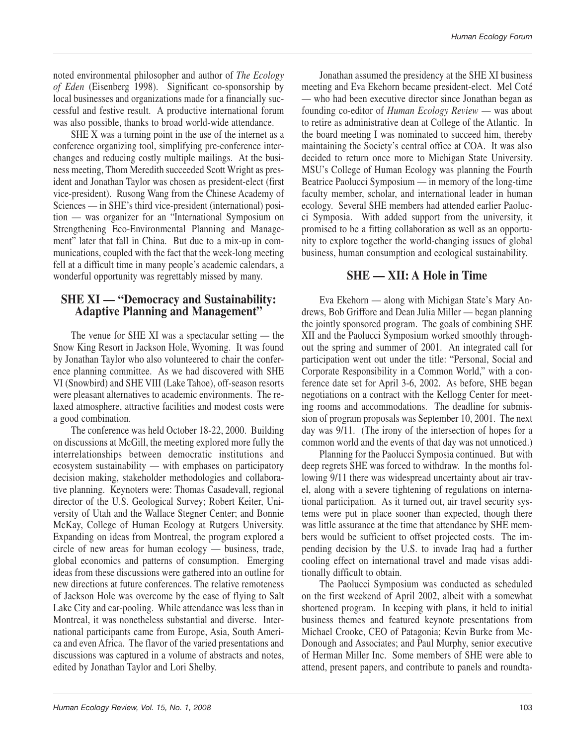noted environmental philosopher and author of *The Ecology of Eden* (Eisenberg 1998). Significant co-sponsorship by local businesses and organizations made for a financially successful and festive result. A productive international forum was also possible, thanks to broad world-wide attendance.

SHE X was a turning point in the use of the internet as a conference organizing tool, simplifying pre-conference interchanges and reducing costly multiple mailings. At the business meeting, Thom Meredith succeeded Scott Wright as president and Jonathan Taylor was chosen as president-elect (first vice-president). Rusong Wang from the Chinese Academy of Sciences — in SHE's third vice-president (international) position — was organizer for an "International Symposium on Strengthening Eco-Environmental Planning and Management" later that fall in China. But due to a mix-up in communications, coupled with the fact that the week-long meeting fell at a difficult time in many people's academic calendars, a wonderful opportunity was regrettably missed by many.

## SHE XI — "Democracy and Sustainability: Adaptive Planning and Management"

The venue for SHE XI was a spectacular setting — the Snow King Resort in Jackson Hole, Wyoming. It was found by Jonathan Taylor who also volunteered to chair the conference planning committee. As we had discovered with SHE VI (Snowbird) and SHE VIII (Lake Tahoe), off-season resorts were pleasant alternatives to academic environments. The relaxed atmosphere, attractive facilities and modest costs were a good combination.

The conference was held October 18-22, 2000. Building on discussions at McGill, the meeting explored more fully the interrelationships between democratic institutions and ecosystem sustainability — with emphases on participatory decision making, stakeholder methodologies and collaborative planning. Keynoters were: Thomas Casadevall, regional director of the U.S. Geological Survey; Robert Keiter, University of Utah and the Wallace Stegner Center; and Bonnie McKay, College of Human Ecology at Rutgers University. Expanding on ideas from Montreal, the program explored a circle of new areas for human ecology — business, trade, global economics and patterns of consumption. Emerging ideas from these discussions were gathered into an outline for new directions at future conferences. The relative remoteness of Jackson Hole was overcome by the ease of flying to Salt Lake City and car-pooling. While attendance was less than in Montreal, it was nonetheless substantial and diverse. International participants came from Europe, Asia, South America and even Africa. The flavor of the varied presentations and discussions was captured in a volume of abstracts and notes, edited by Jonathan Taylor and Lori Shelby.

Jonathan assumed the presidency at the SHE XI business meeting and Eva Ekehorn became president-elect. Mel Coté — who had been executive director since Jonathan began as founding co-editor of *Human Ecology Review* — was about to retire as administrative dean at College of the Atlantic. In the board meeting I was nominated to succeed him, thereby maintaining the Society's central office at COA. It was also decided to return once more to Michigan State University. MSU's College of Human Ecology was planning the Fourth Beatrice Paolucci Symposium — in memory of the long-time faculty member, scholar, and international leader in human ecology. Several SHE members had attended earlier Paolucci Symposia. With added support from the university, it promised to be a fitting collaboration as well as an opportunity to explore together the world-changing issues of global business, human consumption and ecological sustainability.

## SHE — XII: A Hole in Time

Eva Ekehorn — along with Michigan State's Mary Andrews, Bob Griffore and Dean Julia Miller — began planning the jointly sponsored program. The goals of combining SHE XII and the Paolucci Symposium worked smoothly throughout the spring and summer of 2001. An integrated call for participation went out under the title: "Personal, Social and Corporate Responsibility in a Common World," with a conference date set for April 3-6, 2002. As before, SHE began negotiations on a contract with the Kellogg Center for meeting rooms and accommodations. The deadline for submission of program proposals was September 10, 2001. The next day was 9/11. (The irony of the intersection of hopes for a common world and the events of that day was not unnoticed.)

Planning for the Paolucci Symposia continued. But with deep regrets SHE was forced to withdraw. In the months following 9/11 there was widespread uncertainty about air travel, along with a severe tightening of regulations on international participation. As it turned out, air travel security systems were put in place sooner than expected, though there was little assurance at the time that attendance by SHE members would be sufficient to offset projected costs. The impending decision by the U.S. to invade Iraq had a further cooling effect on international travel and made visas additionally difficult to obtain.

The Paolucci Symposium was conducted as scheduled on the first weekend of April 2002, albeit with a somewhat shortened program. In keeping with plans, it held to initial business themes and featured keynote presentations from Michael Crooke, CEO of Patagonia; Kevin Burke from McDonough and Associates; and Paul Murphy, senior executive of Herman Miller Inc. Some members of SHE were able to attend, present papers, and contribute to panels and roundta-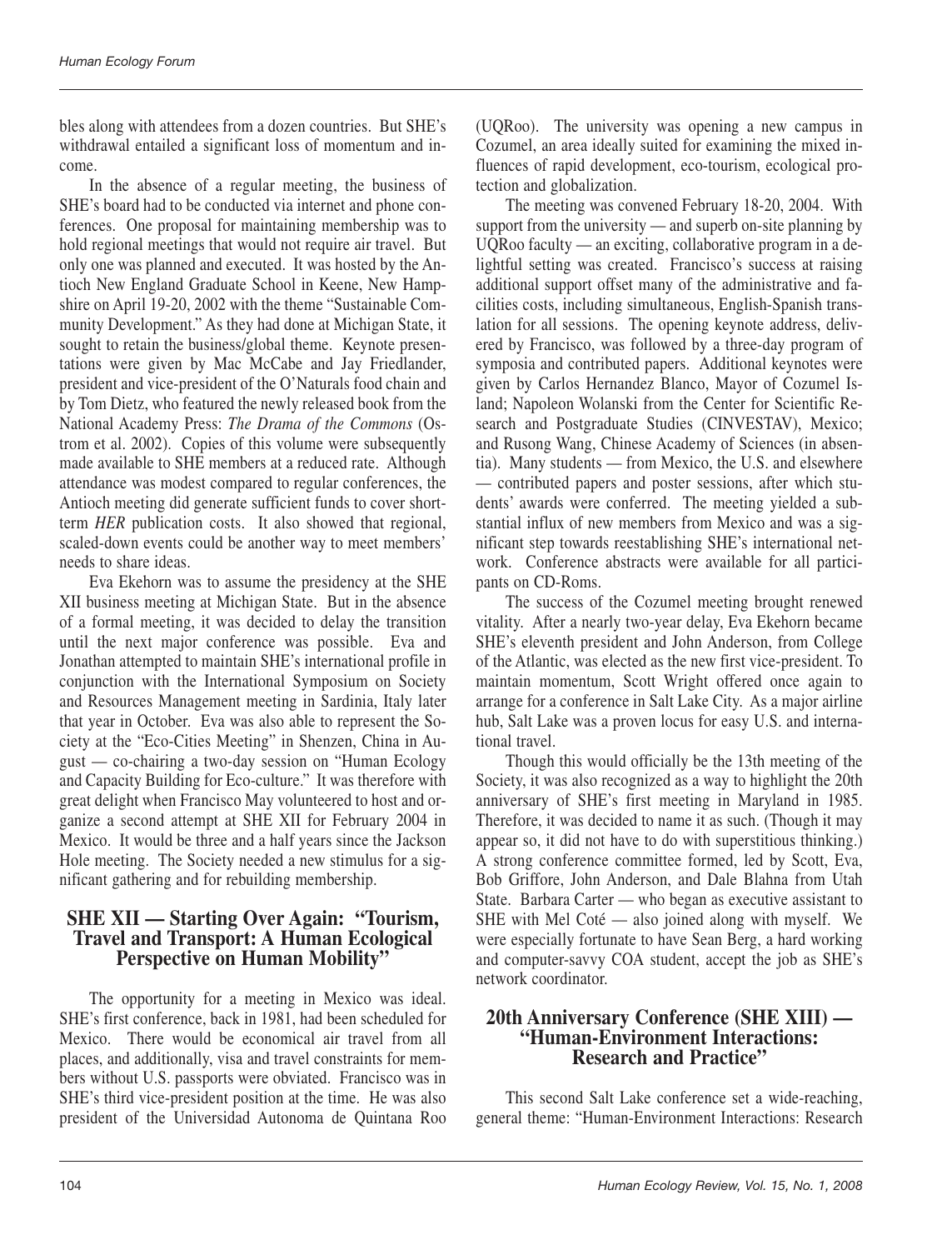bles along with attendees from a dozen countries. But SHE's withdrawal entailed a significant loss of momentum and income.

In the absence of a regular meeting, the business of SHE's board had to be conducted via internet and phone conferences. One proposal for maintaining membership was to hold regional meetings that would not require air travel. But only one was planned and executed. It was hosted by the Antioch New England Graduate School in Keene, New Hampshire on April 19-20, 2002 with the theme "Sustainable Community Development." As they had done at Michigan State, it sought to retain the business/global theme. Keynote presentations were given by Mac McCabe and Jay Friedlander, president and vice-president of the O'Naturals food chain and by Tom Dietz, who featured the newly released book from the National Academy Press: *The Drama of the Commons* (Ostrom et al. 2002). Copies of this volume were subsequently made available to SHE members at a reduced rate. Although attendance was modest compared to regular conferences, the Antioch meeting did generate sufficient funds to cover short-term *HER* publication costs. It also showed that regional, scaled-down events could be another way to meet members' needs to share ideas.

Eva Ekehorn was to assume the presidency at the SHE XII business meeting at Michigan State. But in the absence of a formal meeting, it was decided to delay the transition until the next major conference was possible. Eva and Jonathan attempted to maintain SHE's international profile in conjunction with the International Symposium on Society and Resources Management meeting in Sardinia, Italy later that year in October. Eva was also able to represent the Society at the "Eco-Cities Meeting" in Shenzen, China in August — co-chairing a two-day session on "Human Ecology and Capacity Building for Eco-culture." It was therefore with great delight when Francisco May volunteered to host and organize a second attempt at SHE XII for February 2004 in Mexico. It would be three and a half years since the Jackson Hole meeting. The Society needed a new stimulus for a significant gathering and for rebuilding membership.

## SHE XII — Starting Over Again: "Tourism, Travel and Transport: A Human Ecological Perspective on Human Mobility"

The opportunity for a meeting in Mexico was ideal. SHE's first conference, back in 1981, had been scheduled for Mexico. There would be economical air travel from all places, and additionally, visa and travel constraints for members without U.S. passports were obviated. Francisco was in SHE's third vice-president position at the time. He was also president of the Universidad Autonoma de Quintana Roo (UQRoo). The university was opening a new campus in Cozumel, an area ideally suited for examining the mixed influences of rapid development, eco-tourism, ecological protection and globalization.

The meeting was convened February 18-20, 2004. With support from the university — and superb on-site planning by UQRoo faculty — an exciting, collaborative program in a delightful setting was created. Francisco's success at raising additional support offset many of the administrative and facilities costs, including simultaneous, English-Spanish translation for all sessions. The opening keynote address, delivered by Francisco, was followed by a three-day program of symposia and contributed papers. Additional keynotes were given by Carlos Hernandez Blanco, Mayor of Cozumel Island; Napoleon Wolanski from the Center for Scientific Research and Postgraduate Studies (CINVESTAV), Mexico; and Rusong Wang, Chinese Academy of Sciences (in absentia). Many students — from Mexico, the U.S. and elsewhere — contributed papers and poster sessions, after which students' awards were conferred. The meeting yielded a substantial influx of new members from Mexico and was a significant step towards reestablishing SHE's international network. Conference abstracts were available for all participants on CD-Roms.

The success of the Cozumel meeting brought renewed vitality. After a nearly two-year delay, Eva Ekehorn became SHE's eleventh president and John Anderson, from College of the Atlantic, was elected as the new first vice-president. To maintain momentum, Scott Wright offered once again to arrange for a conference in Salt Lake City. As a major airline hub, Salt Lake was a proven locus for easy U.S. and international travel.

Though this would officially be the 13th meeting of the Society, it was also recognized as a way to highlight the 20th anniversary of SHE's first meeting in Maryland in 1985. Therefore, it was decided to name it as such. (Though it may appear so, it did not have to do with superstitious thinking.) A strong conference committee formed, led by Scott, Eva, Bob Griffore, John Anderson, and Dale Blahna from Utah State. Barbara Carter — who began as executive assistant to SHE with Mel Coté — also joined along with myself. We were especially fortunate to have Sean Berg, a hard working and computer-savvy COA student, accept the job as SHE's network coordinator.

## 20th Anniversary Conference (SHE XIII) — "Human-Environment Interactions: Research and Practice"

This second Salt Lake conference set a wide-reaching, general theme: "Human-Environment Interactions: Research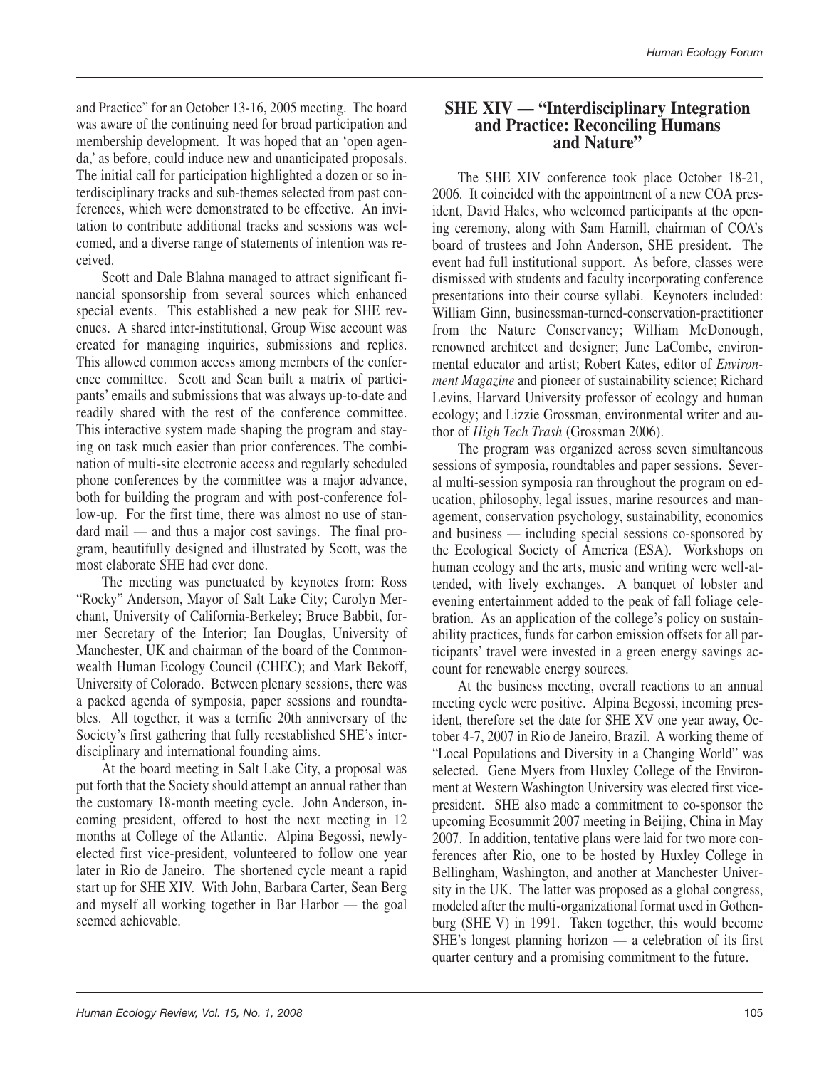and Practice" for an October 13-16, 2005 meeting. The board was aware of the continuing need for broad participation and membership development. It was hoped that an 'open agenda,' as before, could induce new and unanticipated proposals. The initial call for participation highlighted a dozen or so interdisciplinary tracks and sub-themes selected from past conferences, which were demonstrated to be effective. An invitation to contribute additional tracks and sessions was welcomed, and a diverse range of statements of intention was received.

Scott and Dale Blahna managed to attract significant financial sponsorship from several sources which enhanced special events. This established a new peak for SHE revenues. A shared inter-institutional, Group Wise account was created for managing inquiries, submissions and replies. This allowed common access among members of the conference committee. Scott and Sean built a matrix of participants' emails and submissions that was always up-to-date and readily shared with the rest of the conference committee. This interactive system made shaping the program and staying on task much easier than prior conferences. The combination of multi-site electronic access and regularly scheduled phone conferences by the committee was a major advance, both for building the program and with post-conference follow-up. For the first time, there was almost no use of standard mail — and thus a major cost savings. The final program, beautifully designed and illustrated by Scott, was the most elaborate SHE had ever done.

The meeting was punctuated by keynotes from: Ross "Rocky" Anderson, Mayor of Salt Lake City; Carolyn Merchant, University of California-Berkeley; Bruce Babbit, former Secretary of the Interior; Ian Douglas, University of Manchester, UK and chairman of the board of the Commonwealth Human Ecology Council (CHEC); and Mark Bekoff, University of Colorado. Between plenary sessions, there was a packed agenda of symposia, paper sessions and roundtables. All together, it was a terrific 20th anniversary of the Society's first gathering that fully reestablished SHE's interdisciplinary and international founding aims.

At the board meeting in Salt Lake City, a proposal was put forth that the Society should attempt an annual rather than the customary 18-month meeting cycle. John Anderson, incoming president, offered to host the next meeting in 12 months at College of the Atlantic. Alpina Begossi, newly-elected first vice-president, volunteered to follow one year later in Rio de Janeiro. The shortened cycle meant a rapid start up for SHE XIV. With John, Barbara Carter, Sean Berg and myself all working together in Bar Harbor — the goal seemed achievable.

## SHE XIV — "Interdisciplinary Integration and Practice: Reconciling Humans and Nature"

The SHE XIV conference took place October 18-21, 2006. It coincided with the appointment of a new COA president, David Hales, who welcomed participants at the opening ceremony, along with Sam Hamill, chairman of COA's board of trustees and John Anderson, SHE president. The event had full institutional support. As before, classes were dismissed with students and faculty incorporating conference presentations into their course syllabi. Keynoters included: William Ginn, businessman-turned-conservation-practitioner from the Nature Conservancy; William McDonough, renowned architect and designer; June LaCombe, environmental educator and artist; Robert Kates, editor of *Environment Magazine* and pioneer of sustainability science; Richard Levins, Harvard University professor of ecology and human ecology; and Lizzie Grossman, environmental writer and author of *High Tech Trash* (Grossman 2006).

The program was organized across seven simultaneous sessions of symposia, roundtables and paper sessions. Several multi-session symposia ran throughout the program on education, philosophy, legal issues, marine resources and management, conservation psychology, sustainability, economics and business — including special sessions co-sponsored by the Ecological Society of America (ESA). Workshops on human ecology and the arts, music and writing were well-attended, with lively exchanges. A banquet of lobster and evening entertainment added to the peak of fall foliage celebration. As an application of the college's policy on sustainability practices, funds for carbon emission offsets for all participants' travel were invested in a green energy savings account for renewable energy sources.

At the business meeting, overall reactions to an annual meeting cycle were positive. Alpina Begossi, incoming president, therefore set the date for SHE XV one year away, October 4-7, 2007 in Rio de Janeiro, Brazil. A working theme of "Local Populations and Diversity in a Changing World" was selected. Gene Myers from Huxley College of the Environment at Western Washington University was elected first vice-president. SHE also made a commitment to co-sponsor the upcoming Ecosummit 2007 meeting in Beijing, China in May 2007. In addition, tentative plans were laid for two more conferences after Rio, one to be hosted by Huxley College in Bellingham, Washington, and another at Manchester University in the UK. The latter was proposed as a global congress, modeled after the multi-organizational format used in Gothenburg (SHE V) in 1991. Taken together, this would become SHE's longest planning horizon — a celebration of its first quarter century and a promising commitment to the future.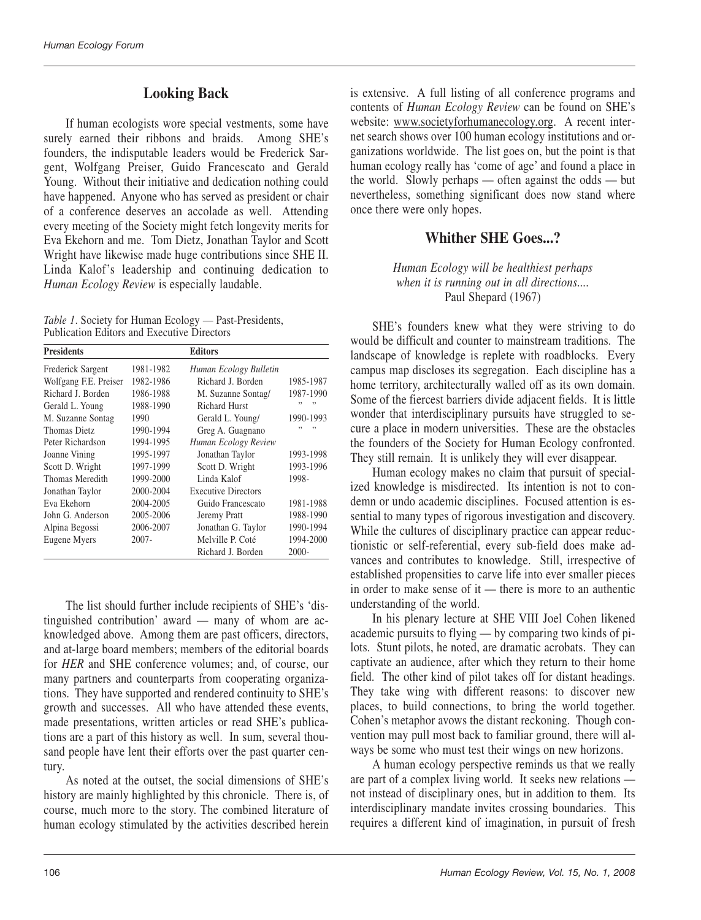## Looking Back

If human ecologists wore special vestments, some have surely earned their ribbons and braids. Among SHE's founders, the indisputable leaders would be Frederick Sargent, Wolfgang Preiser, Guido Francescato and Gerald Young. Without their initiative and dedication nothing could have happened. Anyone who has served as president or chair of a conference deserves an accolade as well. Attending every meeting of the Society might fetch longevity merits for Eva Ekehorn and me. Tom Dietz, Jonathan Taylor and Scott Wright have likewise made huge contributions since SHE II. Linda Kalof's leadership and continuing dedication to *Human Ecology Review* is especially laudable.

*Table 1*. Society for Human Ecology — Past-Presidents, Publication Editors and Executive Directors

| **Presidents** | | **Editors** | |
|---|---|---|---|
| Frederick Sargent | 1981-1982 | *Human Ecology Bulletin* | |
| Wolfgang F.E. Preiser | 1982-1986 | Richard J. Borden | 1985-1987 |
| Richard J. Borden | 1986-1988 | M. Suzanne Sontag/ | 1987-1990 |
| Gerald L. Young | 1988-1990 | Richard Hurst | " " |
| M. Suzanne Sontag | 1990 | Gerald L. Young/ | 1990-1993 |
| Thomas Dietz | 1990-1994 | Greg A. Guagnano | " " |
| Peter Richardson | 1994-1995 | *Human Ecology Review* | |
| Joanne Vining | 1995-1997 | Jonathan Taylor | 1993-1998 |
| Scott D. Wright | 1997-1999 | Scott D. Wright | 1993-1996 |
| Thomas Meredith | 1999-2000 | Linda Kalof | 1998- |
| Jonathan Taylor | 2000-2004 | Executive Directors | |
| Eva Ekehorn | 2004-2005 | Guido Francescato | 1981-1988 |
| John G. Anderson | 2005-2006 | Jeremy Pratt | 1988-1990 |
| Alpina Begossi | 2006-2007 | Jonathan G. Taylor | 1990-1994 |
| Eugene Myers | 2007- | Melville P. Coté | 1994-2000 |
| | | Richard J. Borden | 2000- |

The list should further include recipients of SHE's 'distinguished contribution' award — many of whom are acknowledged above. Among them are past officers, directors, and at-large board members; members of the editorial boards for *HER* and SHE conference volumes; and, of course, our many partners and counterparts from cooperating organizations. They have supported and rendered continuity to SHE's growth and successes. All who have attended these events, made presentations, written articles or read SHE's publications are a part of this history as well. In sum, several thousand people have lent their efforts over the past quarter century.

As noted at the outset, the social dimensions of SHE's history are mainly highlighted by this chronicle. There is, of course, much more to the story. The combined literature of human ecology stimulated by the activities described herein is extensive. A full listing of all conference programs and contents of *Human Ecology Review* can be found on SHE's website: www.societyforhumanecology.org. A recent internet search shows over 100 human ecology institutions and organizations worldwide. The list goes on, but the point is that human ecology really has 'come of age' and found a place in the world. Slowly perhaps — often against the odds — but nevertheless, something significant does now stand where once there were only hopes.

## Whither SHE Goes...?

*Human Ecology will be healthiest perhaps when it is running out in all directions....*
Paul Shepard (1967)

SHE's founders knew what they were striving to do would be difficult and counter to mainstream traditions. The landscape of knowledge is replete with roadblocks. Every campus map discloses its segregation. Each discipline has a home territory, architecturally walled off as its own domain. Some of the fiercest barriers divide adjacent fields. It is little wonder that interdisciplinary pursuits have struggled to secure a place in modern universities. These are the obstacles the founders of the Society for Human Ecology confronted. They still remain. It is unlikely they will ever disappear.

Human ecology makes no claim that pursuit of specialized knowledge is misdirected. Its intention is not to condemn or undo academic disciplines. Focused attention is essential to many types of rigorous investigation and discovery. While the cultures of disciplinary practice can appear reductionistic or self-referential, every sub-field does make advances and contributes to knowledge. Still, irrespective of established propensities to carve life into ever smaller pieces in order to make sense of it — there is more to an authentic understanding of the world.

In his plenary lecture at SHE VIII Joel Cohen likened academic pursuits to flying — by comparing two kinds of pilots. Stunt pilots, he noted, are dramatic acrobats. They can captivate an audience, after which they return to their home field. The other kind of pilot takes off for distant headings. They take wing with different reasons: to discover new places, to build connections, to bring the world together. Cohen's metaphor avows the distant reckoning. Though convention may pull most back to familiar ground, there will always be some who must test their wings on new horizons.

A human ecology perspective reminds us that we really are part of a complex living world. It seeks new relations — not instead of disciplinary ones, but in addition to them. Its interdisciplinary mandate invites crossing boundaries. This requires a different kind of imagination, in pursuit of fresh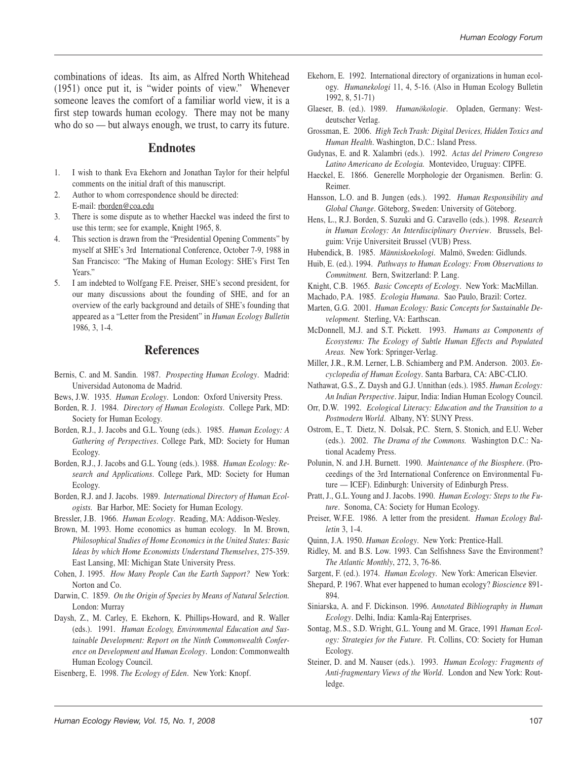combinations of ideas. Its aim, as Alfred North Whitehead (1951) once put it, is "wider points of view." Whenever someone leaves the comfort of a familiar world view, it is a first step towards human ecology. There may not be many who do so — but always enough, we trust, to carry its future.

## Endnotes

1. I wish to thank Eva Ekehorn and Jonathan Taylor for their helpful comments on the initial draft of this manuscript.
2. Author to whom correspondence should be directed: E-mail: rborden@coa.edu
3. There is some dispute as to whether Haeckel was indeed the first to use this term; see for example, Knight 1965, 8.
4. This section is drawn from the "Presidential Opening Comments" by myself at SHE's 3rd International Conference, October 7-9, 1988 in San Francisco: "The Making of Human Ecology: SHE's First Ten Years."
5. I am indebted to Wolfgang F.E. Preiser, SHE's second president, for our many discussions about the founding of SHE, and for an overview of the early background and details of SHE's founding that appeared as a "Letter from the President" in *Human Ecology Bulletin* 1986, 3, 1-4.

## References

Bernis, C. and M. Sandin. 1987. *Prospecting Human Ecology*. Madrid: Universidad Autonoma de Madrid.

Bews, J.W. 1935. *Human Ecology*. London: Oxford University Press.

Borden, R. J. 1984. *Directory of Human Ecologists*. College Park, MD: Society for Human Ecology.

Borden, R.J., J. Jacobs and G.L. Young (eds.). 1985. *Human Ecology: A Gathering of Perspectives*. College Park, MD: Society for Human Ecology.

Borden, R.J., J. Jacobs and G.L. Young (eds.). 1988. *Human Ecology: Research and Applications*. College Park, MD: Society for Human Ecology.

Borden, R.J. and J. Jacobs. 1989. *International Directory of Human Ecologists.* Bar Harbor, ME: Society for Human Ecology.

Bressler, J.B. 1966. *Human Ecology*. Reading, MA: Addison-Wesley.

Brown, M. 1993. Home economics as human ecology. In M. Brown, *Philosophical Studies of Home Economics in the United States: Basic Ideas by which Home Economists Understand Themselves*, 275-359. East Lansing, MI: Michigan State University Press.

Cohen, J. 1995. *How Many People Can the Earth Support?* New York: Norton and Co.

Darwin, C. 1859. *On the Origin of Species by Means of Natural Selection.* London: Murray

Daysh, Z., M. Carley, E. Ekehorn, K. Phillips-Howard, and R. Waller (eds.). 1991. *Human Ecology, Environmental Education and Sustainable Development: Report on the Ninth Commonwealth Conference on Development and Human Ecology*. London: Commonwealth Human Ecology Council.

Eisenberg, E. 1998. *The Ecology of Eden*. New York: Knopf.

Ekehorn, E. 1992. International directory of organizations in human ecology. *Humanekologi* 11, 4, 5-16. (Also in Human Ecology Bulletin 1992, 8, 51-71)

Glaeser, B. (ed.). 1989. *Humanökologie*. Opladen, Germany: Westdeutscher Verlag.

Grossman, E. 2006. *High Tech Trash: Digital Devices, Hidden Toxics and Human Health*. Washington, D.C.: Island Press.

Gudynas, E. and R. Xalambri (eds.). 1992. *Actas del Primero Congreso Latino Americano de Ecologia.* Montevideo, Uruguay: CIPFE.

Haeckel, E. 1866. Generelle Morphologie der Organismen. Berlin: G. Reimer.

Hansson, L.O. and B. Jungen (eds.). 1992. *Human Responsibility and Global Change*. Göteborg, Sweden: University of Göteborg.

Hens, L., R.J. Borden, S. Suzuki and G. Caravello (eds.). 1998. *Research in Human Ecology: An Interdisciplinary Overview*. Brussels, Belguim: Vrije Universiteit Brussel (VUB) Press.

Hubendick, B. 1985. *Människoekologi*. Malmö, Sweden: Gidlunds.

Huib, E. (ed.). 1994. *Pathways to Human Ecology: From Observations to Commitment.* Bern, Switzerland: P. Lang.

Knight, C.B. 1965. *Basic Concepts of Ecology*. New York: MacMillan.

Machado, P.A. 1985. *Ecologia Humana*. Sao Paulo, Brazil: Cortez.

Marten, G.G. 2001. *Human Ecology: Basic Concepts for Sustainable Development.* Sterling, VA: Earthscan.

McDonnell, M.J. and S.T. Pickett. 1993. *Humans as Components of Ecosystems: The Ecology of Subtle Human Effects and Populated Areas.* New York: Springer-Verlag.

Miller, J.R., R.M. Lerner, L.B. Schiamberg and P.M. Anderson. 2003. *Encyclopedia of Human Ecology*. Santa Barbara, CA: ABC-CLIO.

Nathawat, G.S., Z. Daysh and G.J. Unnithan (eds.). 1985. *Human Ecology: An Indian Perspective*. Jaipur, India: Indian Human Ecology Council.

Orr, D.W. 1992. *Ecological Literacy: Education and the Transition to a Postmodern World*. Albany, NY: SUNY Press.

Ostrom, E., T. Dietz, N. Dolsak, P.C. Stern, S. Stonich, and E.U. Weber (eds.). 2002. *The Drama of the Commons.* Washington D.C.: National Academy Press.

Polunin, N. and J.H. Burnett. 1990. *Maintenance of the Biosphere*. (Proceedings of the 3rd International Conference on Environmental Future — ICEF). Edinburgh: University of Edinburgh Press.

Pratt, J., G.L. Young and J. Jacobs. 1990. *Human Ecology: Steps to the Future*. Sonoma, CA: Society for Human Ecology.

Preiser, W.F.E. 1986. A letter from the president. *Human Ecology Bulletin* 3, 1-4.

Quinn, J.A. 1950. *Human Ecology*. New York: Prentice-Hall.

Ridley, M. and B.S. Low. 1993. Can Selfishness Save the Environment? *The Atlantic Monthly*, 272, 3, 76-86.

Sargent, F. (ed.). 1974. *Human Ecology*. New York: American Elsevier.

Shepard, P. 1967. What ever happened to human ecology? *Bioscience* 891-894.

Siniarska, A. and F. Dickinson. 1996. *Annotated Bibliography in Human Ecology*. Delhi, India: Kamla-Raj Enterprises.

Sontag, M.S., S.D. Wright, G.L. Young and M. Grace, 1991 *Human Ecology: Strategies for the Future*. Ft. Collins, CO: Society for Human Ecology.

Steiner, D. and M. Nauser (eds.). 1993. *Human Ecology: Fragments of Anti-fragmentary Views of the World*. London and New York: Routledge.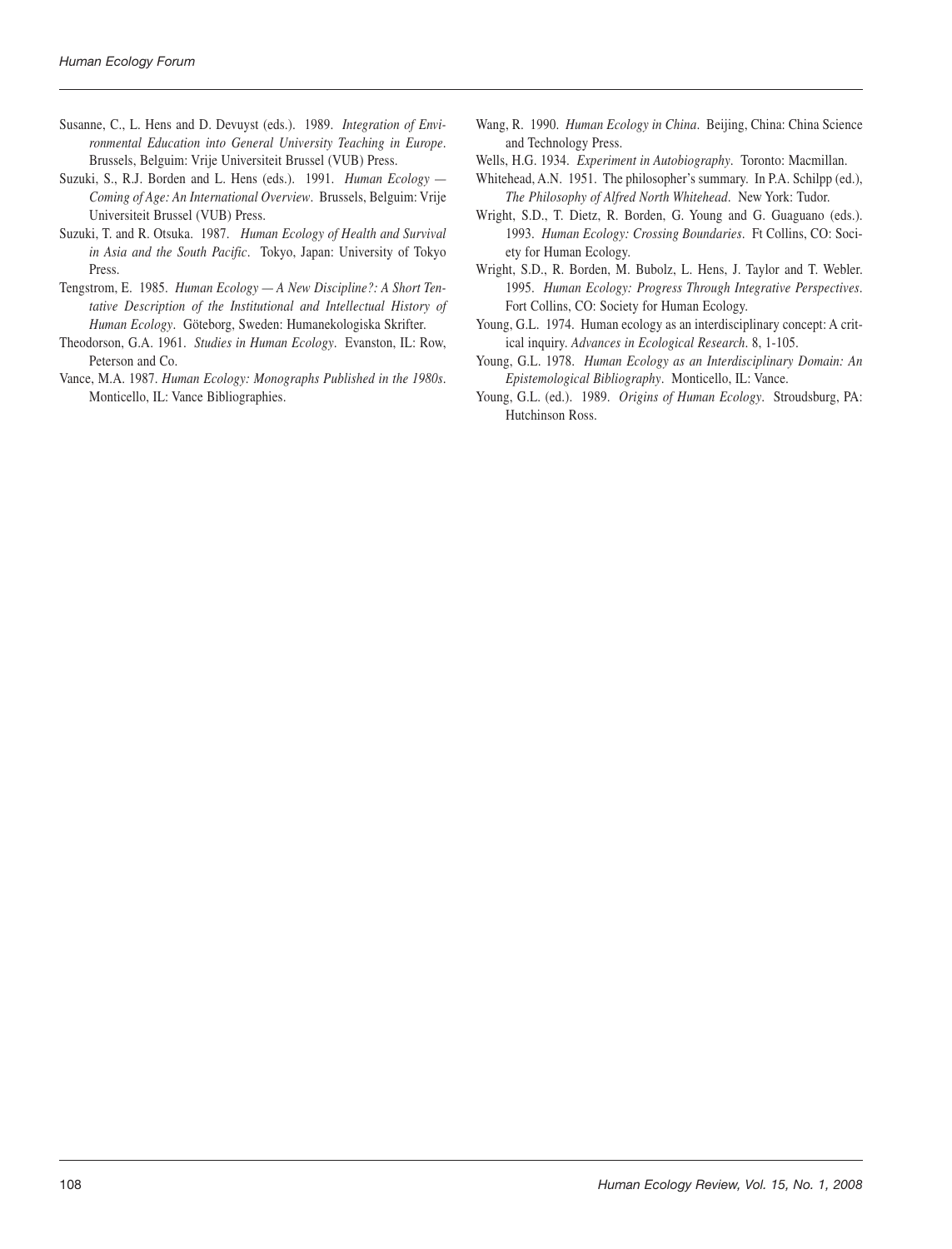Susanne, C., L. Hens and D. Devuyst (eds.). 1989. *Integration of Environmental Education into General University Teaching in Europe*. Brussels, Belguim: Vrije Universiteit Brussel (VUB) Press.

Suzuki, S., R.J. Borden and L. Hens (eds.). 1991. *Human Ecology — Coming of Age: An International Overview*. Brussels, Belguim: Vrije Universiteit Brussel (VUB) Press.

Suzuki, T. and R. Otsuka. 1987. *Human Ecology of Health and Survival in Asia and the South Pacific*. Tokyo, Japan: University of Tokyo Press.

Tengstrom, E. 1985. *Human Ecology — A New Discipline?: A Short Tentative Description of the Institutional and Intellectual History of Human Ecology*. Göteborg, Sweden: Humanekologiska Skrifter.

Theodorson, G.A. 1961. *Studies in Human Ecology*. Evanston, IL: Row, Peterson and Co.

Vance, M.A. 1987. *Human Ecology: Monographs Published in the 1980s*. Monticello, IL: Vance Bibliographies.

Wang, R. 1990. *Human Ecology in China*. Beijing, China: China Science and Technology Press.

Wells, H.G. 1934. *Experiment in Autobiography*. Toronto: Macmillan.

Whitehead, A.N. 1951. The philosopher's summary. In P.A. Schilpp (ed.), *The Philosophy of Alfred North Whitehead*. New York: Tudor.

Wright, S.D., T. Dietz, R. Borden, G. Young and G. Guaguano (eds.). 1993. *Human Ecology: Crossing Boundaries*. Ft Collins, CO: Society for Human Ecology.

Wright, S.D., R. Borden, M. Bubolz, L. Hens, J. Taylor and T. Webler. 1995. *Human Ecology: Progress Through Integrative Perspectives*. Fort Collins, CO: Society for Human Ecology.

Young, G.L. 1974. Human ecology as an interdisciplinary concept: A critical inquiry. *Advances in Ecological Research*. 8, 1-105.

Young, G.L. 1978. *Human Ecology as an Interdisciplinary Domain: An Epistemological Bibliography*. Monticello, IL: Vance.

Young, G.L. (ed.). 1989. *Origins of Human Ecology*. Stroudsburg, PA: Hutchinson Ross.